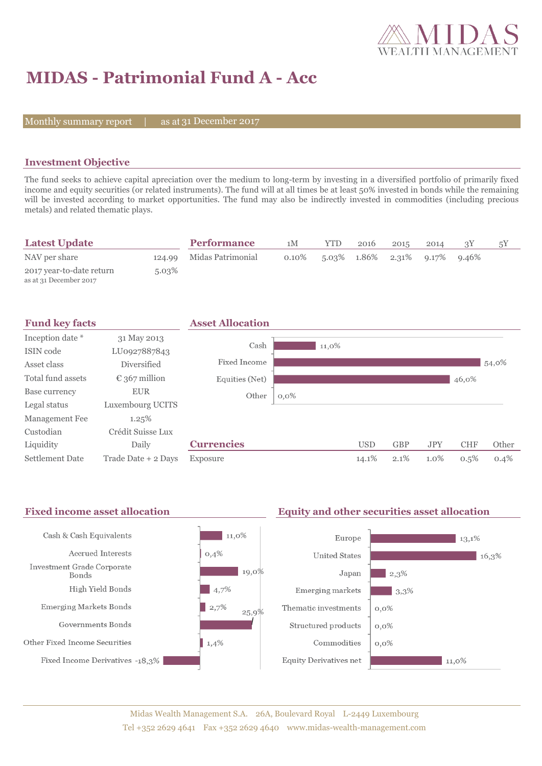MIDAS WEALTH MANAGEMENT

# MIDAS - Patrimonial Fund A - Acc

Monthly summary report | as at 31 December 2017

## Investment Objective

The fund seeks to achieve capital apreciation over the medium to long-term by investing in a diversified portfolio of primarily fixed income and equity securities (or related instruments). The fund will at all times be at least 50% invested in bonds while the remaining will be invested according to market opportunities. The fund may also be indirectly invested in commodities (including precious metals) and related thematic plays.

## Latest Update

| | |
|---|---|
| NAV per share | 124.99 |
| 2017 year-to-date return<br>as at 31 December 2017 | 5.03% |

## Performance

| | 1M | YTD | 2016 | 2015 | 2014 | 3Y | 5Y |
|---|---|---|---|---|---|---|---|
| Midas Patrimonial | 0.10% | 5.03% | 1.86% | 2.31% | 9.17% | 9.46% | |

## Fund key facts

| | |
|---|---|
| Inception date * | 31 May 2013 |
| ISIN code | LU0927887843 |
| Asset class | Diversified |
| Total fund assets | € 367 million |
| Base currency | EUR |
| Legal status | Luxembourg UCITS |
| Management Fee | 1.25% |
| Custodian | Crédit Suisse Lux |
| Liquidity | Daily |
| Settlement Date | Trade Date + 2 Days |

## Asset Allocation

| | |
|---|---|
| Cash | 11,0% |
| Fixed Income | 54,0% |
| Equities (Net) | 46,0% |
| Other | 0,0% |

## Currencies

| | USD | GBP | JPY | CHF | Other |
|---|---|---|---|---|---|
| Exposure | 14.1% | 2.1% | 1.0% | 0.5% | 0.4% |

## Fixed income asset allocation

| | |
|---|---|
| Cash & Cash Equivalents | 11,0% |
| Accrued Interests | 0,4% |
| Investment Grade Corporate Bonds | 19,0% |
| High Yield Bonds | 4,7% |
| Emerging Markets Bonds | 2,7% |
| Governments Bonds | 25,9% |
| Other Fixed Income Securities | 1,4% |
| Fixed Income Derivatives | -18,3% |

## Equity and other securities asset allocation

| | |
|---|---|
| Europe | 13,1% |
| United States | 16,3% |
| Japan | 2,3% |
| Emerging markets | 3,3% |
| Thematic investments | 0,0% |
| Structured products | 0,0% |
| Commodities | 0,0% |
| Equity Derivatives net | 11,0% |

Midas Wealth Management S.A. 26A, Boulevard Royal L-2449 Luxembourg
Tel +352 2629 4641 Fax +352 2629 4640 www.midas-wealth-management.com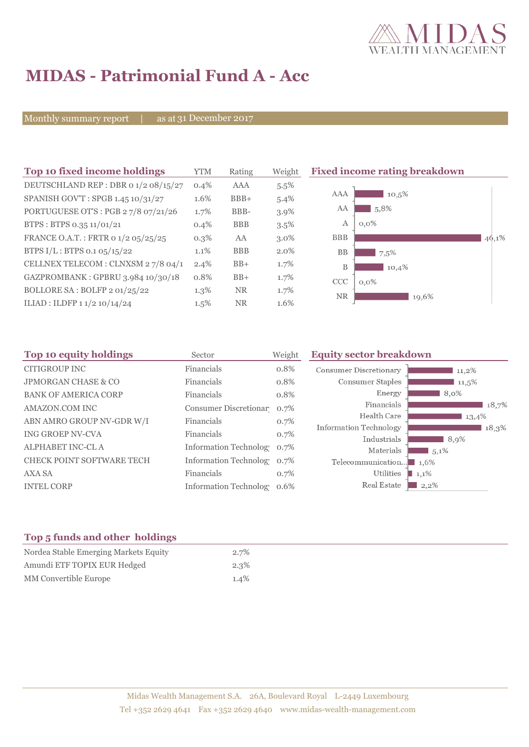# MIDAS - Patrimonial Fund A - Acc

Monthly summary report | as at 31 December 2017

## Top 10 fixed income holdings

| Top 10 fixed income holdings | YTM | Rating | Weight |
|---|---|---|---|
| DEUTSCHLAND REP : DBR 0 1/2 08/15/27 | 0.4% | AAA | 5.5% |
| SPANISH GOV'T : SPGB 1.45 10/31/27 | 1.6% | BBB+ | 5.4% |
| PORTUGUESE OT'S : PGB 2 7/8 07/21/26 | 1.7% | BBB- | 3.9% |
| BTPS : BTPS 0.35 11/01/21 | 0.4% | BBB | 3.5% |
| FRANCE O.A.T. : FRTR 0 1/2 05/25/25 | 0.3% | AA | 3.0% |
| BTPS I/L : BTPS 0.1 05/15/22 | 1.1% | BBB | 2.0% |
| CELLNEX TELECOM : CLNXSM 2 7/8 04/1 | 2.4% | BB+ | 1.7% |
| GAZPROMBANK : GPBRU 3.984 10/30/18 | 0.8% | BB+ | 1.7% |
| BOLLORE SA : BOLFP 2 01/25/22 | 1.3% | NR | 1.7% |
| ILIAD : ILDFP 1 1/2 10/14/24 | 1.5% | NR | 1.6% |

## Fixed income rating breakdown

| Rating | Weight |
|---|---|
| AAA | 10,5% |
| AA | 5,8% |
| A | 0,0% |
| BBB | 46,1% |
| BB | 7,5% |
| B | 10,4% |
| CCC | 0,0% |
| NR | 19,6% |

## Top 10 equity holdings

| Top 10 equity holdings | Sector | Weight |
|---|---|---|
| CITIGROUP INC | Financials | 0.8% |
| JPMORGAN CHASE & CO | Financials | 0.8% |
| BANK OF AMERICA CORP | Financials | 0.8% |
| AMAZON.COM INC | Consumer Discretionar | 0.7% |
| ABN AMRO GROUP NV-GDR W/I | Financials | 0.7% |
| ING GROEP NV-CVA | Financials | 0.7% |
| ALPHABET INC-CL A | Information Technolog | 0.7% |
| CHECK POINT SOFTWARE TECH | Information Technolog | 0.7% |
| AXA SA | Financials | 0.7% |
| INTEL CORP | Information Technolog | 0.6% |

## Equity sector breakdown

| Sector | Weight |
|---|---|
| Consumer Discretionary | 11,2% |
| Consumer Staples | 11,5% |
| Energy | 8,0% |
| Financials | 18,7% |
| Health Care | 13,4% |
| Information Technology | 18,3% |
| Industrials | 8,9% |
| Materials | 5,1% |
| Telecommunication... | 1,6% |
| Utilities | 1,1% |
| Real Estate | 2,2% |

## Top 5 funds and other holdings

| Top 5 funds and other holdings | |
|---|---|
| Nordea Stable Emerging Markets Equity | 2.7% |
| Amundi ETF TOPIX EUR Hedged | 2.3% |
| MM Convertible Europe | 1.4% |

Midas Wealth Management S.A. 26A, Boulevard Royal L-2449 Luxembourg
Tel +352 2629 4641 Fax +352 2629 4640 www.midas-wealth-management.com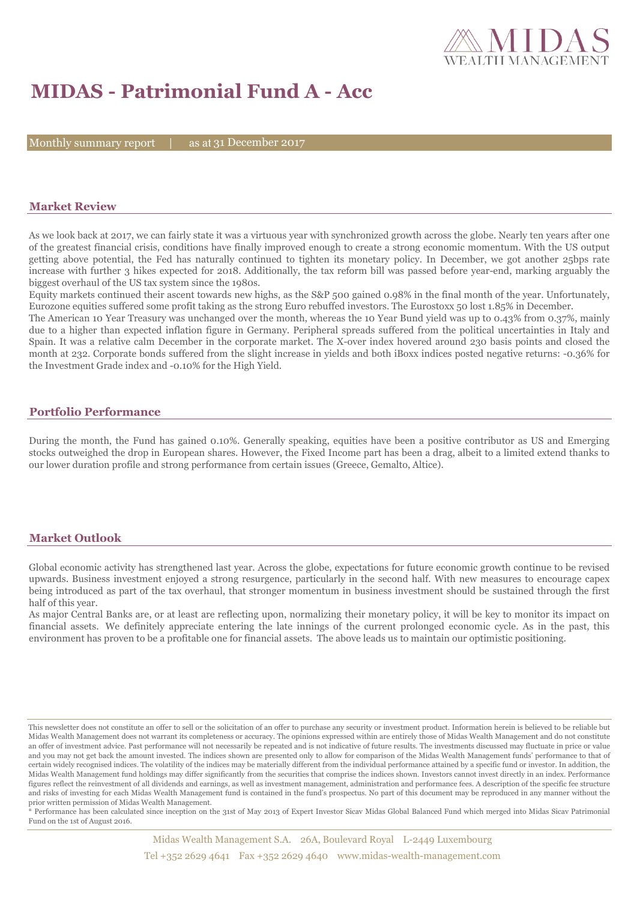# MIDAS - Patrimonial Fund A - Acc

Monthly summary report | as at 31 December 2017

## Market Review

As we look back at 2017, we can fairly state it was a virtuous year with synchronized growth across the globe. Nearly ten years after one of the greatest financial crisis, conditions have finally improved enough to create a strong economic momentum. With the US output getting above potential, the Fed has naturally continued to tighten its monetary policy. In December, we got another 25bps rate increase with further 3 hikes expected for 2018. Additionally, the tax reform bill was passed before year-end, marking arguably the biggest overhaul of the US tax system since the 1980s.

Equity markets continued their ascent towards new highs, as the S&P 500 gained 0.98% in the final month of the year. Unfortunately, Eurozone equities suffered some profit taking as the strong Euro rebuffed investors. The Eurostoxx 50 lost 1.85% in December.

The American 10 Year Treasury was unchanged over the month, whereas the 10 Year Bund yield was up to 0.43% from 0.37%, mainly due to a higher than expected inflation figure in Germany. Peripheral spreads suffered from the political uncertainties in Italy and Spain. It was a relative calm December in the corporate market. The X-over index hovered around 230 basis points and closed the month at 232. Corporate bonds suffered from the slight increase in yields and both iBoxx indices posted negative returns: -0.36% for the Investment Grade index and -0.10% for the High Yield.

## Portfolio Performance

During the month, the Fund has gained 0.10%. Generally speaking, equities have been a positive contributor as US and Emerging stocks outweighed the drop in European shares. However, the Fixed Income part has been a drag, albeit to a limited extend thanks to our lower duration profile and strong performance from certain issues (Greece, Gemalto, Altice).

## Market Outlook

Global economic activity has strengthened last year. Across the globe, expectations for future economic growth continue to be revised upwards. Business investment enjoyed a strong resurgence, particularly in the second half. With new measures to encourage capex being introduced as part of the tax overhaul, that stronger momentum in business investment should be sustained through the first half of this year.

As major Central Banks are, or at least are reflecting upon, normalizing their monetary policy, it will be key to monitor its impact on financial assets. We definitely appreciate entering the late innings of the current prolonged economic cycle. As in the past, this environment has proven to be a profitable one for financial assets. The above leads us to maintain our optimistic positioning.

This newsletter does not constitute an offer to sell or the solicitation of an offer to purchase any security or investment product. Information herein is believed to be reliable but Midas Wealth Management does not warrant its completeness or accuracy. The opinions expressed within are entirely those of Midas Wealth Management and do not constitute an offer of investment advice. Past performance will not necessarily be repeated and is not indicative of future results. The investments discussed may fluctuate in price or value and you may not get back the amount invested. The indices shown are presented only to allow for comparison of the Midas Wealth Management funds' performance to that of certain widely recognised indices. The volatility of the indices may be materially different from the individual performance attained by a specific fund or investor. In addition, the Midas Wealth Management fund holdings may differ significantly from the securities that comprise the indices shown. Investors cannot invest directly in an index. Performance figures reflect the reinvestment of all dividends and earnings, as well as investment management, administration and performance fees. A description of the specific fee structure and risks of investing for each Midas Wealth Management fund is contained in the fund's prospectus. No part of this document may be reproduced in any manner without the prior written permission of Midas Wealth Management.

\* Performance has been calculated since inception on the 31st of May 2013 of Expert Investor Sicav Midas Global Balanced Fund which merged into Midas Sicav Patrimonial Fund on the 1st of August 2016.

Midas Wealth Management S.A. 26A, Boulevard Royal L-2449 Luxembourg

Tel +352 2629 4641 Fax +352 2629 4640 www.midas-wealth-management.com